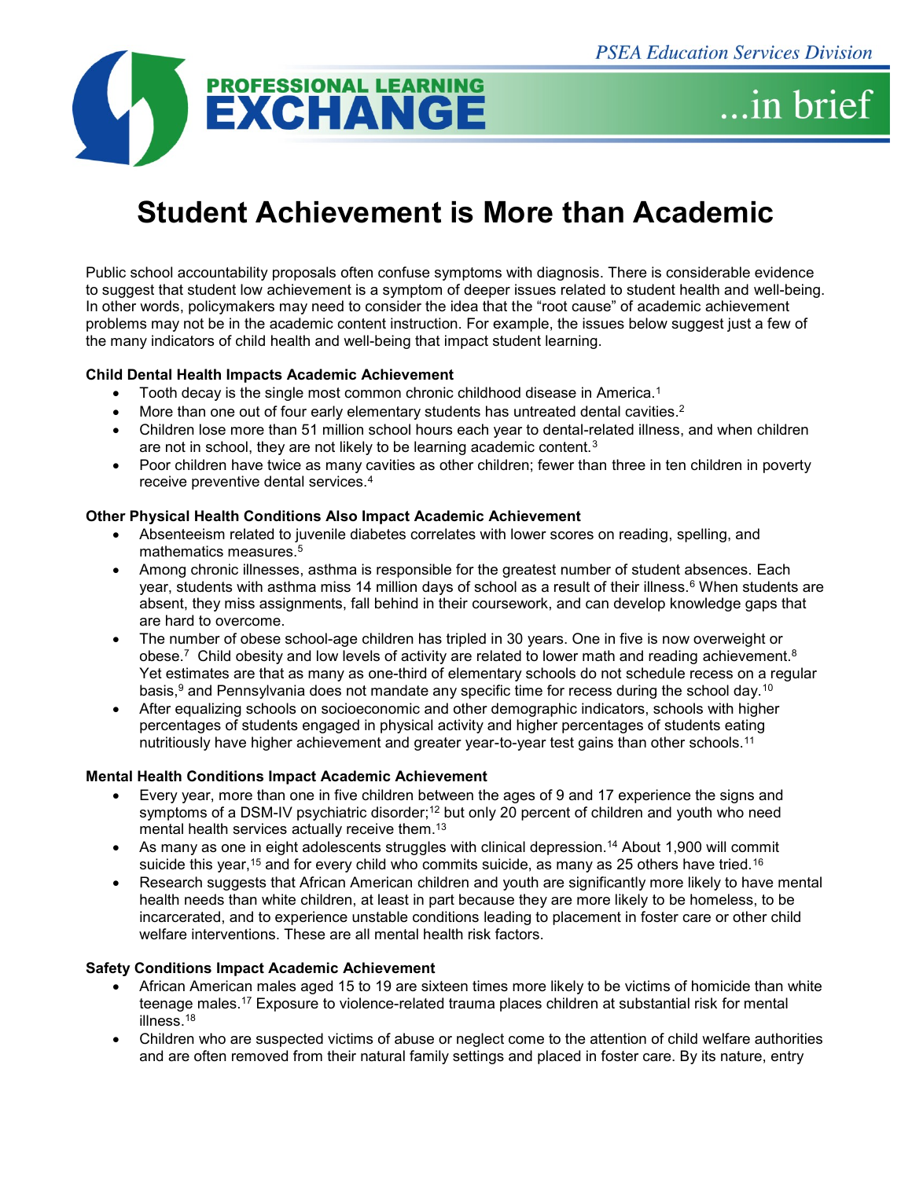PSEA Education Services Division

PROFESSIONAL LEARNING EXCHANGE ...in brief

# Student Achievement is More than Academic

Public school accountability proposals often confuse symptoms with diagnosis. There is considerable evidence to suggest that student low achievement is a symptom of deeper issues related to student health and well-being. In other words, policymakers may need to consider the idea that the "root cause" of academic achievement problems may not be in the academic content instruction. For example, the issues below suggest just a few of the many indicators of child health and well-being that impact student learning.

### Child Dental Health Impacts Academic Achievement

- Tooth decay is the single most common chronic childhood disease in America.[1]
- More than one out of four early elementary students has untreated dental cavities.[2]
- Children lose more than 51 million school hours each year to dental-related illness, and when children are not in school, they are not likely to be learning academic content.[3]
- Poor children have twice as many cavities as other children; fewer than three in ten children in poverty receive preventive dental services.[4]

### Other Physical Health Conditions Also Impact Academic Achievement

- Absenteeism related to juvenile diabetes correlates with lower scores on reading, spelling, and mathematics measures.[5]
- Among chronic illnesses, asthma is responsible for the greatest number of student absences. Each year, students with asthma miss 14 million days of school as a result of their illness.[6] When students are absent, they miss assignments, fall behind in their coursework, and can develop knowledge gaps that are hard to overcome.
- The number of obese school-age children has tripled in 30 years. One in five is now overweight or obese.[7] Child obesity and low levels of activity are related to lower math and reading achievement.[8] Yet estimates are that as many as one-third of elementary schools do not schedule recess on a regular basis,[9] and Pennsylvania does not mandate any specific time for recess during the school day.[10]
- After equalizing schools on socioeconomic and other demographic indicators, schools with higher percentages of students engaged in physical activity and higher percentages of students eating nutritiously have higher achievement and greater year-to-year test gains than other schools.[11]

### Mental Health Conditions Impact Academic Achievement

- Every year, more than one in five children between the ages of 9 and 17 experience the signs and symptoms of a DSM-IV psychiatric disorder;[12] but only 20 percent of children and youth who need mental health services actually receive them.[13]
- As many as one in eight adolescents struggles with clinical depression.[14] About 1,900 will commit suicide this year,[15] and for every child who commits suicide, as many as 25 others have tried.[16]
- Research suggests that African American children and youth are significantly more likely to have mental health needs than white children, at least in part because they are more likely to be homeless, to be incarcerated, and to experience unstable conditions leading to placement in foster care or other child welfare interventions. These are all mental health risk factors.

### Safety Conditions Impact Academic Achievement

- African American males aged 15 to 19 are sixteen times more likely to be victims of homicide than white teenage males.[17] Exposure to violence-related trauma places children at substantial risk for mental illness.[18]
- Children who are suspected victims of abuse or neglect come to the attention of child welfare authorities and are often removed from their natural family settings and placed in foster care. By its nature, entry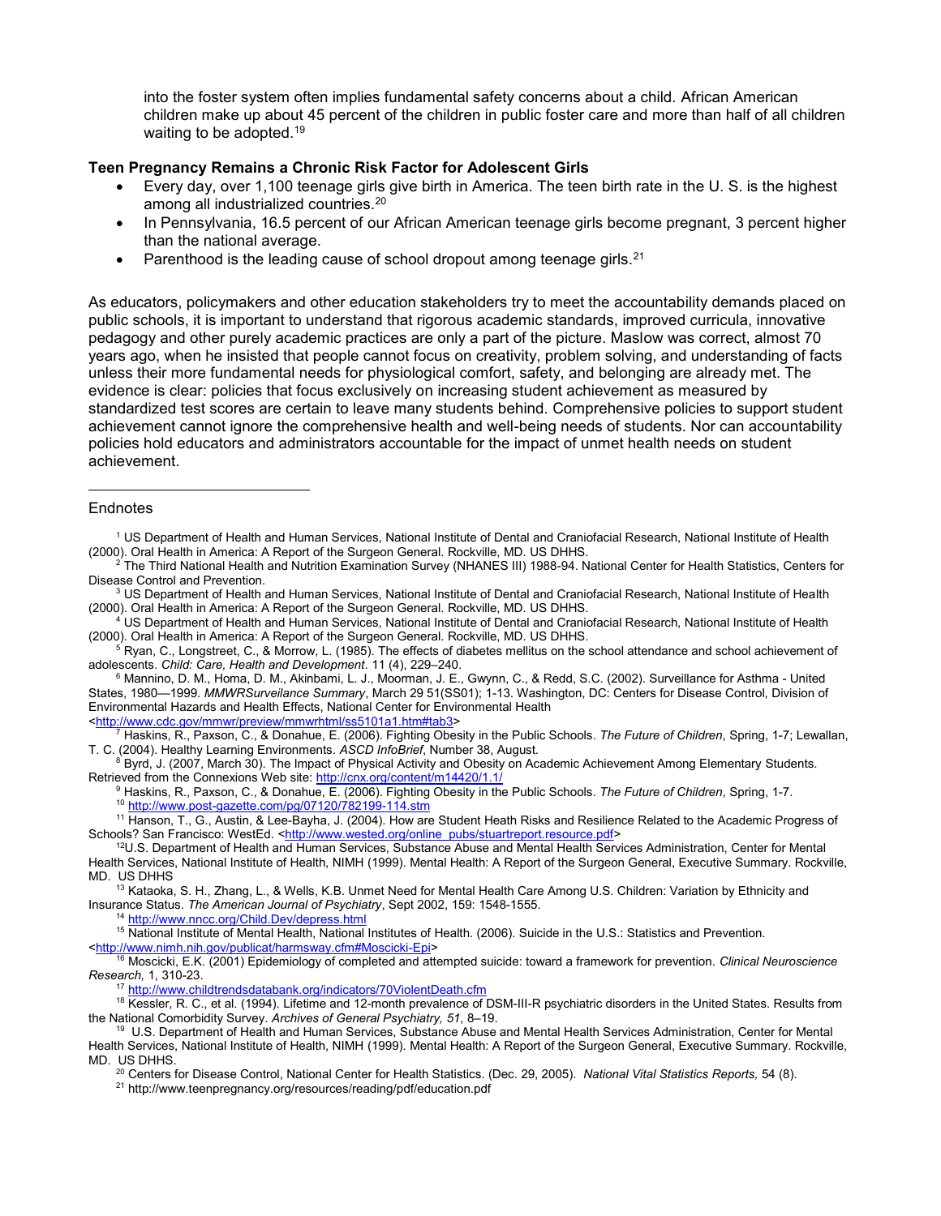into the foster system often implies fundamental safety concerns about a child. African American children make up about 45 percent of the children in public foster care and more than half of all children waiting to be adopted.[19]

**Teen Pregnancy Remains a Chronic Risk Factor for Adolescent Girls**

- Every day, over 1,100 teenage girls give birth in America. The teen birth rate in the U. S. is the highest among all industrialized countries.[20]
- In Pennsylvania, 16.5 percent of our African American teenage girls become pregnant, 3 percent higher than the national average.
- Parenthood is the leading cause of school dropout among teenage girls.[21]

As educators, policymakers and other education stakeholders try to meet the accountability demands placed on public schools, it is important to understand that rigorous academic standards, improved curricula, innovative pedagogy and other purely academic practices are only a part of the picture. Maslow was correct, almost 70 years ago, when he insisted that people cannot focus on creativity, problem solving, and understanding of facts unless their more fundamental needs for physiological comfort, safety, and belonging are already met. The evidence is clear: policies that focus exclusively on increasing student achievement as measured by standardized test scores are certain to leave many students behind. Comprehensive policies to support student achievement cannot ignore the comprehensive health and well-being needs of students. Nor can accountability policies hold educators and administrators accountable for the impact of unmet health needs on student achievement.

---

Endnotes

[1] US Department of Health and Human Services, National Institute of Dental and Craniofacial Research, National Institute of Health (2000). Oral Health in America: A Report of the Surgeon General. Rockville, MD. US DHHS.

[2] The Third National Health and Nutrition Examination Survey (NHANES III) 1988-94. National Center for Health Statistics, Centers for Disease Control and Prevention.

[3] US Department of Health and Human Services, National Institute of Dental and Craniofacial Research, National Institute of Health (2000). Oral Health in America: A Report of the Surgeon General. Rockville, MD. US DHHS.

[4] US Department of Health and Human Services, National Institute of Dental and Craniofacial Research, National Institute of Health (2000). Oral Health in America: A Report of the Surgeon General. Rockville, MD. US DHHS.

[5] Ryan, C., Longstreet, C., & Morrow, L. (1985). The effects of diabetes mellitus on the school attendance and school achievement of adolescents. *Child: Care, Health and Development*. 11 (4), 229–240.

[6] Mannino, D. M., Homa, D. M., Akinbami, L. J., Moorman, J. E., Gwynn, C., & Redd, S.C. (2002). Surveillance for Asthma - United States, 1980—1999. *MMWRSurveilance Summary*, March 29 51(SS01); 1-13. Washington, DC: Centers for Disease Control, Division of Environmental Hazards and Health Effects, National Center for Environmental Health <http://www.cdc.gov/mmwr/preview/mmwrhtml/ss5101a1.htm#tab3>

[7] Haskins, R., Paxson, C., & Donahue, E. (2006). Fighting Obesity in the Public Schools. *The Future of Children*, Spring, 1-7; Lewallan, T. C. (2004). Healthy Learning Environments. *ASCD InfoBrief*, Number 38, August.

[8] Byrd, J. (2007, March 30). The Impact of Physical Activity and Obesity on Academic Achievement Among Elementary Students. Retrieved from the Connexions Web site: http://cnx.org/content/m14420/1.1/

[9] Haskins, R., Paxson, C., & Donahue, E. (2006). Fighting Obesity in the Public Schools. *The Future of Children*, Spring, 1-7.

[10] http://www.post-gazette.com/pg/07120/782199-114.stm

[11] Hanson, T., G., Austin, & Lee-Bayha, J. (2004). How are Student Heath Risks and Resilience Related to the Academic Progress of Schools? San Francisco: WestEd. <http://www.wested.org/online_pubs/stuartreport.resource.pdf>

[12] U.S. Department of Health and Human Services, Substance Abuse and Mental Health Services Administration, Center for Mental Health Services, National Institute of Health, NIMH (1999). Mental Health: A Report of the Surgeon General, Executive Summary. Rockville, MD. US DHHS

[13] Kataoka, S. H., Zhang, L., & Wells, K.B. Unmet Need for Mental Health Care Among U.S. Children: Variation by Ethnicity and Insurance Status. *The American Journal of Psychiatry*, Sept 2002, 159: 1548-1555.

[14] http://www.nncc.org/Child.Dev/depress.html

[15] National Institute of Mental Health, National Institutes of Health. (2006). Suicide in the U.S.: Statistics and Prevention. <http://www.nimh.nih.gov/publicat/harmsway.cfm#Moscicki-Epi>

[16] Moscicki, E.K. (2001) Epidemiology of completed and attempted suicide: toward a framework for prevention. *Clinical Neuroscience Research,* 1, 310-23.

[17] http://www.childtrendsdatabank.org/indicators/70ViolentDeath.cfm

[18] Kessler, R. C., et al. (1994). Lifetime and 12-month prevalence of DSM-III-R psychiatric disorders in the United States. Results from the National Comorbidity Survey. *Archives of General Psychiatry, 51*, 8–19.

[19] U.S. Department of Health and Human Services, Substance Abuse and Mental Health Services Administration, Center for Mental Health Services, National Institute of Health, NIMH (1999). Mental Health: A Report of the Surgeon General, Executive Summary. Rockville, MD. US DHHS.

[20] Centers for Disease Control, National Center for Health Statistics. (Dec. 29, 2005). *National Vital Statistics Reports,* 54 (8).

[21] http://www.teenpregnancy.org/resources/reading/pdf/education.pdf